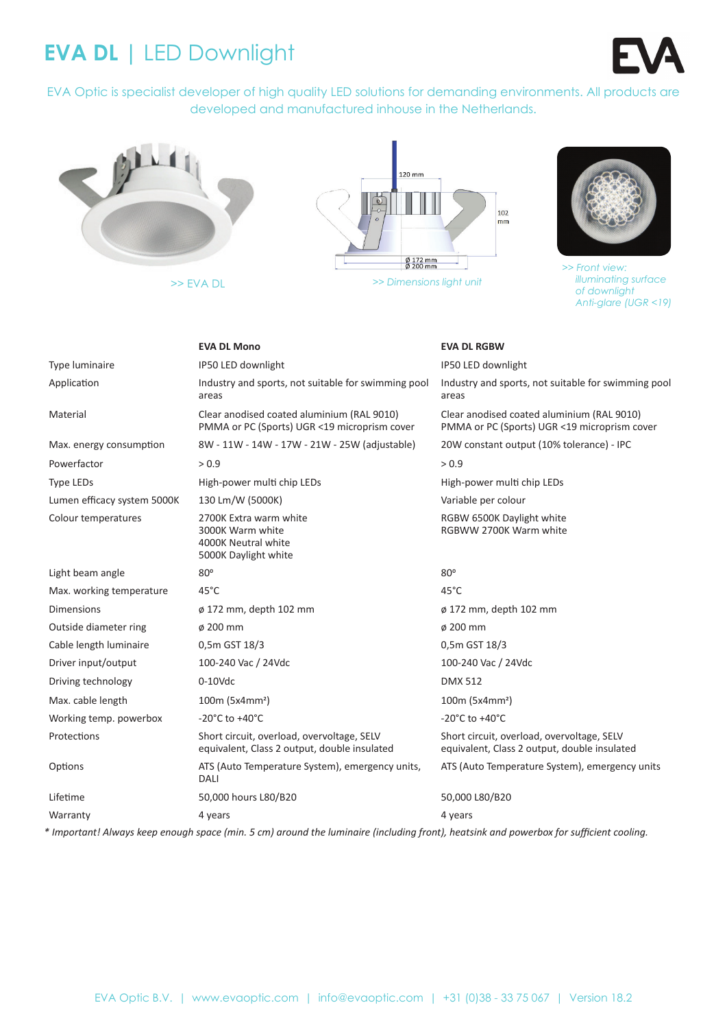# EVA DL | LED Downlight

EVA Optic is specialist developer of high quality LED solutions for demanding environments. All products are developed and manufactured inhouse in the Netherlands.

>> EVA DL

>> Dimensions light unit

>> Front view: illuminating surface of downlight Anti-glare (UGR <19)

| | EVA DL Mono | EVA DL RGBW |
|---|---|---|
| Type luminaire | IP50 LED downlight | IP50 LED downlight |
| Application | Industry and sports, not suitable for swimming pool areas | Industry and sports, not suitable for swimming pool areas |
| Material | Clear anodised coated aluminium (RAL 9010) PMMA or PC (Sports) UGR <19 microprism cover | Clear anodised coated aluminium (RAL 9010) PMMA or PC (Sports) UGR <19 microprism cover |
| Max. energy consumption | 8W - 11W - 14W - 17W - 21W - 25W (adjustable) | 20W constant output (10% tolerance) - IPC |
| Powerfactor | > 0.9 | > 0.9 |
| Type LEDs | High-power multi chip LEDs | High-power multi chip LEDs |
| Lumen efficacy system 5000K | 130 Lm/W (5000K) | Variable per colour |
| Colour temperatures | 2700K Extra warm white<br>3000K Warm white<br>4000K Neutral white<br>5000K Daylight white | RGBW 6500K Daylight white<br>RGBWW 2700K Warm white |
| Light beam angle | 80º | 80º |
| Max. working temperature | 45°C | 45°C |
| Dimensions | ø 172 mm, depth 102 mm | ø 172 mm, depth 102 mm |
| Outside diameter ring | ø 200 mm | ø 200 mm |
| Cable length luminaire | 0,5m GST 18/3 | 0,5m GST 18/3 |
| Driver input/output | 100-240 Vac / 24Vdc | 100-240 Vac / 24Vdc |
| Driving technology | 0-10Vdc | DMX 512 |
| Max. cable length | 100m (5x4mm²) | 100m (5x4mm²) |
| Working temp. powerbox | -20°C to +40°C | -20°C to +40°C |
| Protections | Short circuit, overload, overvoltage, SELV equivalent, Class 2 output, double insulated | Short circuit, overload, overvoltage, SELV equivalent, Class 2 output, double insulated |
| Options | ATS (Auto Temperature System), emergency units, DALI | ATS (Auto Temperature System), emergency units |
| Lifetime | 50,000 hours L80/B20 | 50,000 L80/B20 |
| Warranty | 4 years | 4 years |

*\* Important! Always keep enough space (min. 5 cm) around the luminaire (including front), heatsink and powerbox for sufficient cooling.*

EVA Optic B.V. | www.evaoptic.com | info@evaoptic.com | +31 (0)38 - 33 75 067 | Version 18.2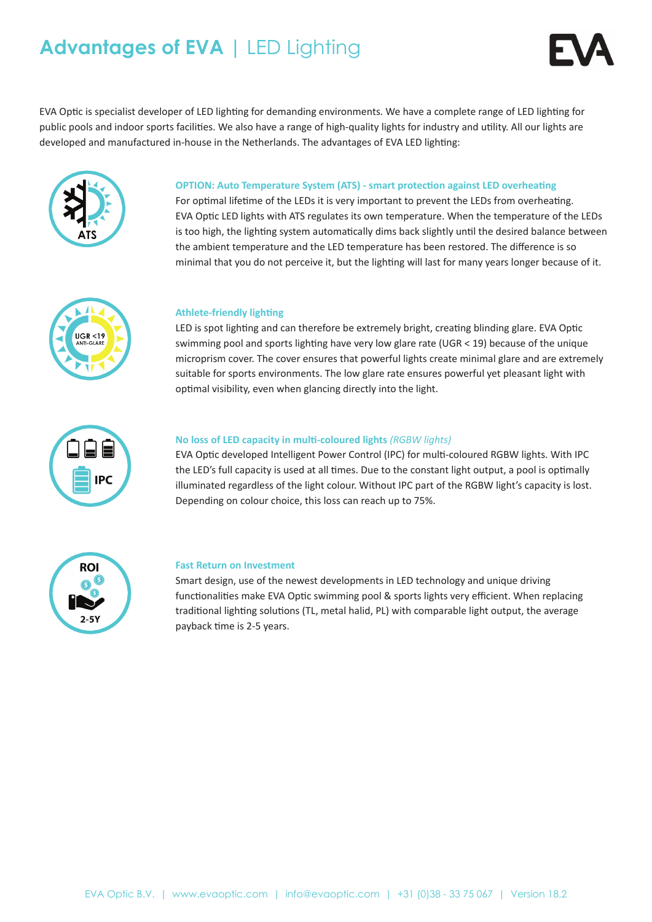# **Advantages of EVA** | LED Lighting

EVA Optic is specialist developer of LED lighting for demanding environments. We have a complete range of LED lighting for public pools and indoor sports facilities. We also have a range of high-quality lights for industry and utility. All our lights are developed and manufactured in-house in the Netherlands. The advantages of EVA LED lighting:

### OPTION: Auto Temperature System (ATS) - smart protection against LED overheating

For optimal lifetime of the LEDs it is very important to prevent the LEDs from overheating. EVA Optic LED lights with ATS regulates its own temperature. When the temperature of the LEDs is too high, the lighting system automatically dims back slightly until the desired balance between the ambient temperature and the LED temperature has been restored. The difference is so minimal that you do not perceive it, but the lighting will last for many years longer because of it.

### Athlete-friendly lighting

LED is spot lighting and can therefore be extremely bright, creating blinding glare. EVA Optic swimming pool and sports lighting have very low glare rate (UGR < 19) because of the unique microprism cover. The cover ensures that powerful lights create minimal glare and are extremely suitable for sports environments. The low glare rate ensures powerful yet pleasant light with optimal visibility, even when glancing directly into the light.

### No loss of LED capacity in multi-coloured lights *(RGBW lights)*

EVA Optic developed Intelligent Power Control (IPC) for multi-coloured RGBW lights. With IPC the LED's full capacity is used at all times. Due to the constant light output, a pool is optimally illuminated regardless of the light colour. Without IPC part of the RGBW light's capacity is lost. Depending on colour choice, this loss can reach up to 75%.

### Fast Return on Investment

Smart design, use of the newest developments in LED technology and unique driving functionalities make EVA Optic swimming pool & sports lights very efficient. When replacing traditional lighting solutions (TL, metal halid, PL) with comparable light output, the average payback time is 2-5 years.